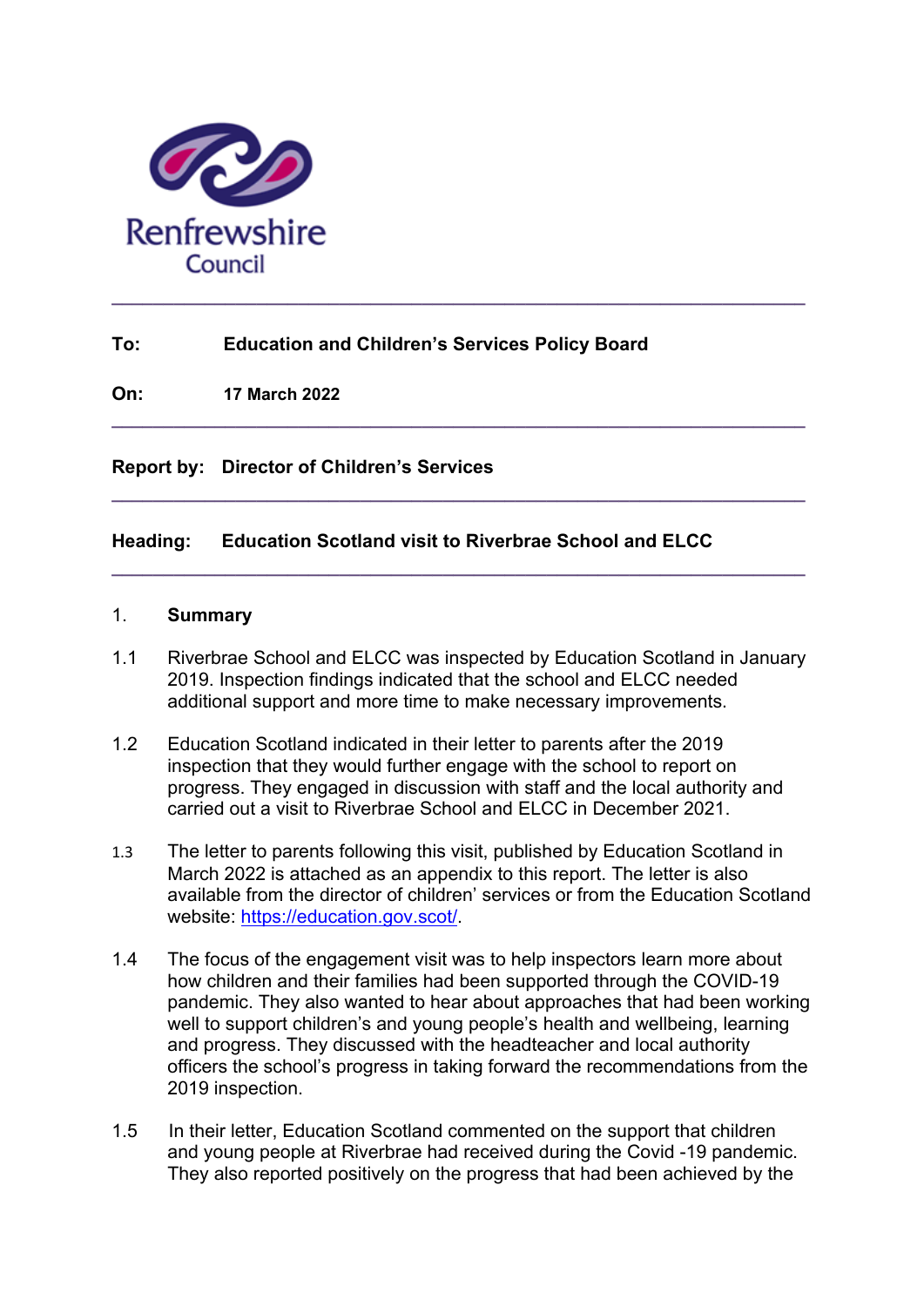Renfrewshire Council

---

**To:** **Education and Children's Services Policy Board**

**On:** **17 March 2022**

---

**Report by:** **Director of Children's Services**

---

**Heading:** **Education Scotland visit to Riverbrae School and ELCC**

---

## 1. Summary

1.1 Riverbrae School and ELCC was inspected by Education Scotland in January 2019. Inspection findings indicated that the school and ELCC needed additional support and more time to make necessary improvements.

1.2 Education Scotland indicated in their letter to parents after the 2019 inspection that they would further engage with the school to report on progress. They engaged in discussion with staff and the local authority and carried out a visit to Riverbrae School and ELCC in December 2021.

1.3 The letter to parents following this visit, published by Education Scotland in March 2022 is attached as an appendix to this report. The letter is also available from the director of children' services or from the Education Scotland website: https://education.gov.scot/.

1.4 The focus of the engagement visit was to help inspectors learn more about how children and their families had been supported through the COVID-19 pandemic. They also wanted to hear about approaches that had been working well to support children's and young people's health and wellbeing, learning and progress. They discussed with the headteacher and local authority officers the school's progress in taking forward the recommendations from the 2019 inspection.

1.5 In their letter, Education Scotland commented on the support that children and young people at Riverbrae had received during the Covid -19 pandemic. They also reported positively on the progress that had been achieved by the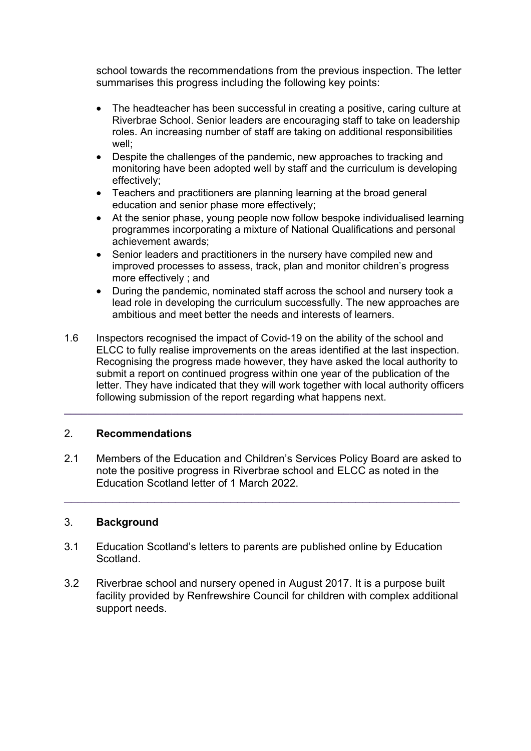school towards the recommendations from the previous inspection. The letter summarises this progress including the following key points:

- The headteacher has been successful in creating a positive, caring culture at Riverbrae School. Senior leaders are encouraging staff to take on leadership roles. An increasing number of staff are taking on additional responsibilities well;
- Despite the challenges of the pandemic, new approaches to tracking and monitoring have been adopted well by staff and the curriculum is developing effectively;
- Teachers and practitioners are planning learning at the broad general education and senior phase more effectively;
- At the senior phase, young people now follow bespoke individualised learning programmes incorporating a mixture of National Qualifications and personal achievement awards;
- Senior leaders and practitioners in the nursery have compiled new and improved processes to assess, track, plan and monitor children's progress more effectively ; and
- During the pandemic, nominated staff across the school and nursery took a lead role in developing the curriculum successfully. The new approaches are ambitious and meet better the needs and interests of learners.

1.6 Inspectors recognised the impact of Covid-19 on the ability of the school and ELCC to fully realise improvements on the areas identified at the last inspection. Recognising the progress made however, they have asked the local authority to submit a report on continued progress within one year of the publication of the letter. They have indicated that they will work together with local authority officers following submission of the report regarding what happens next.

---

## 2. **Recommendations**

2.1 Members of the Education and Children's Services Policy Board are asked to note the positive progress in Riverbrae school and ELCC as noted in the Education Scotland letter of 1 March 2022.

---

## 3. **Background**

3.1 Education Scotland's letters to parents are published online by Education Scotland.

3.2 Riverbrae school and nursery opened in August 2017. It is a purpose built facility provided by Renfrewshire Council for children with complex additional support needs.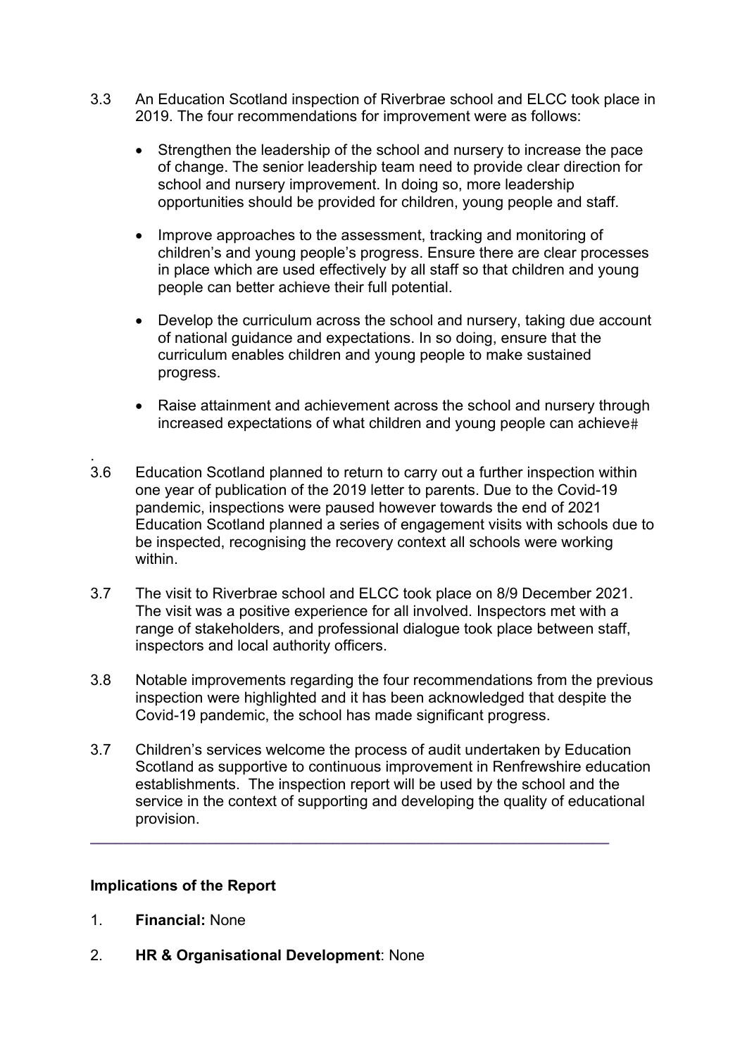3.3 An Education Scotland inspection of Riverbrae school and ELCC took place in 2019. The four recommendations for improvement were as follows:

- Strengthen the leadership of the school and nursery to increase the pace of change. The senior leadership team need to provide clear direction for school and nursery improvement. In doing so, more leadership opportunities should be provided for children, young people and staff.

- Improve approaches to the assessment, tracking and monitoring of children's and young people's progress. Ensure there are clear processes in place which are used effectively by all staff so that children and young people can better achieve their full potential.

- Develop the curriculum across the school and nursery, taking due account of national guidance and expectations. In so doing, ensure that the curriculum enables children and young people to make sustained progress.

- Raise attainment and achievement across the school and nursery through increased expectations of what children and young people can achieve#

.

3.6 Education Scotland planned to return to carry out a further inspection within one year of publication of the 2019 letter to parents. Due to the Covid-19 pandemic, inspections were paused however towards the end of 2021 Education Scotland planned a series of engagement visits with schools due to be inspected, recognising the recovery context all schools were working within.

3.7 The visit to Riverbrae school and ELCC took place on 8/9 December 2021. The visit was a positive experience for all involved. Inspectors met with a range of stakeholders, and professional dialogue took place between staff, inspectors and local authority officers.

3.8 Notable improvements regarding the four recommendations from the previous inspection were highlighted and it has been acknowledged that despite the Covid-19 pandemic, the school has made significant progress.

3.7 Children's services welcome the process of audit undertaken by Education Scotland as supportive to continuous improvement in Renfrewshire education establishments. The inspection report will be used by the school and the service in the context of supporting and developing the quality of educational provision.

---

**Implications of the Report**

1. **Financial:** None

2. **HR & Organisational Development**: None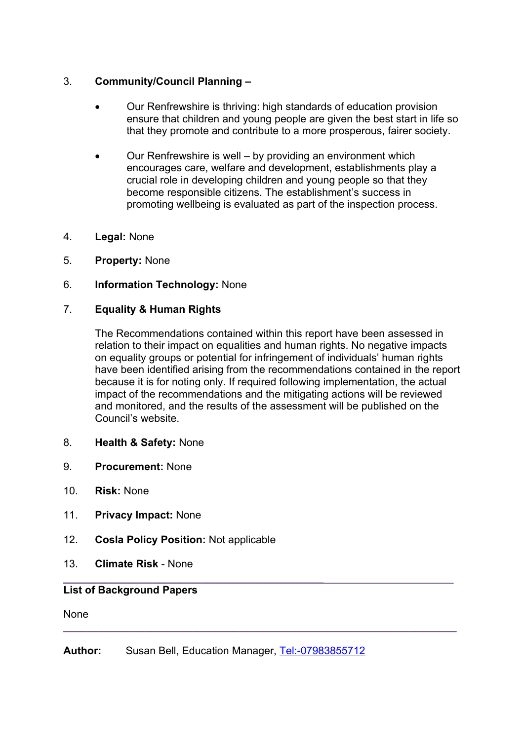3. **Community/Council Planning –**

   - Our Renfrewshire is thriving: high standards of education provision ensure that children and young people are given the best start in life so that they promote and contribute to a more prosperous, fairer society.

   - Our Renfrewshire is well – by providing an environment which encourages care, welfare and development, establishments play a crucial role in developing children and young people so that they become responsible citizens. The establishment's success in promoting wellbeing is evaluated as part of the inspection process.

4. **Legal:** None

5. **Property:** None

6. **Information Technology:** None

7. **Equality & Human Rights**

   The Recommendations contained within this report have been assessed in relation to their impact on equalities and human rights. No negative impacts on equality groups or potential for infringement of individuals' human rights have been identified arising from the recommendations contained in the report because it is for noting only. If required following implementation, the actual impact of the recommendations and the mitigating actions will be reviewed and monitored, and the results of the assessment will be published on the Council's website.

8. **Health & Safety:** None

9. **Procurement:** None

10. **Risk:** None

11. **Privacy Impact:** None

12. **Cosla Policy Position:** Not applicable

13. **Climate Risk** - None

---

**List of Background Papers**

None

---

**Author:** Susan Bell, Education Manager, Tel:-07983855712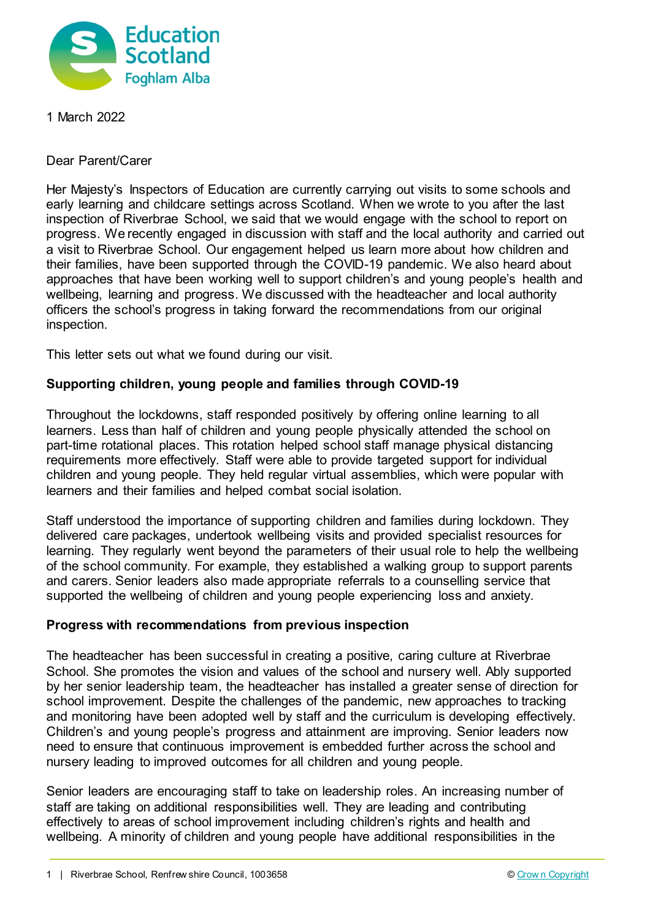1 March 2022

Dear Parent/Carer

Her Majesty's Inspectors of Education are currently carrying out visits to some schools and early learning and childcare settings across Scotland. When we wrote to you after the last inspection of Riverbrae School, we said that we would engage with the school to report on progress. We recently engaged in discussion with staff and the local authority and carried out a visit to Riverbrae School. Our engagement helped us learn more about how children and their families, have been supported through the COVID-19 pandemic. We also heard about approaches that have been working well to support children's and young people's health and wellbeing, learning and progress. We discussed with the headteacher and local authority officers the school's progress in taking forward the recommendations from our original inspection.

This letter sets out what we found during our visit.

**Supporting children, young people and families through COVID-19**

Throughout the lockdowns, staff responded positively by offering online learning to all learners. Less than half of children and young people physically attended the school on part-time rotational places. This rotation helped school staff manage physical distancing requirements more effectively. Staff were able to provide targeted support for individual children and young people. They held regular virtual assemblies, which were popular with learners and their families and helped combat social isolation.

Staff understood the importance of supporting children and families during lockdown. They delivered care packages, undertook wellbeing visits and provided specialist resources for learning. They regularly went beyond the parameters of their usual role to help the wellbeing of the school community. For example, they established a walking group to support parents and carers. Senior leaders also made appropriate referrals to a counselling service that supported the wellbeing of children and young people experiencing loss and anxiety.

**Progress with recommendations from previous inspection**

The headteacher has been successful in creating a positive, caring culture at Riverbrae School. She promotes the vision and values of the school and nursery well. Ably supported by her senior leadership team, the headteacher has installed a greater sense of direction for school improvement. Despite the challenges of the pandemic, new approaches to tracking and monitoring have been adopted well by staff and the curriculum is developing effectively. Children's and young people's progress and attainment are improving. Senior leaders now need to ensure that continuous improvement is embedded further across the school and nursery leading to improved outcomes for all children and young people.

Senior leaders are encouraging staff to take on leadership roles. An increasing number of staff are taking on additional responsibilities well. They are leading and contributing effectively to areas of school improvement including children's rights and health and wellbeing. A minority of children and young people have additional responsibilities in the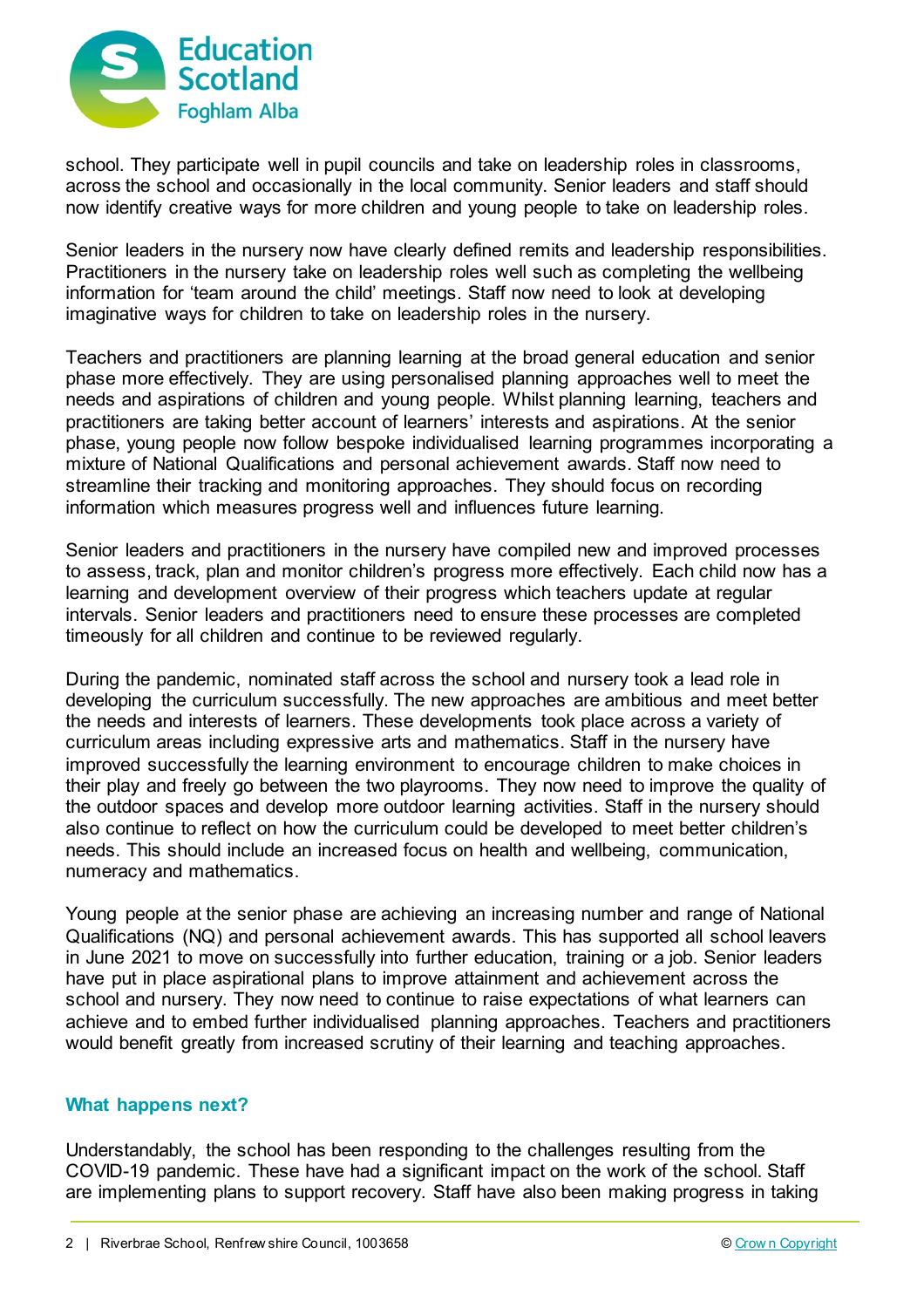school. They participate well in pupil councils and take on leadership roles in classrooms, across the school and occasionally in the local community. Senior leaders and staff should now identify creative ways for more children and young people to take on leadership roles.

Senior leaders in the nursery now have clearly defined remits and leadership responsibilities. Practitioners in the nursery take on leadership roles well such as completing the wellbeing information for 'team around the child' meetings. Staff now need to look at developing imaginative ways for children to take on leadership roles in the nursery.

Teachers and practitioners are planning learning at the broad general education and senior phase more effectively. They are using personalised planning approaches well to meet the needs and aspirations of children and young people. Whilst planning learning, teachers and practitioners are taking better account of learners' interests and aspirations. At the senior phase, young people now follow bespoke individualised learning programmes incorporating a mixture of National Qualifications and personal achievement awards. Staff now need to streamline their tracking and monitoring approaches. They should focus on recording information which measures progress well and influences future learning.

Senior leaders and practitioners in the nursery have compiled new and improved processes to assess, track, plan and monitor children's progress more effectively. Each child now has a learning and development overview of their progress which teachers update at regular intervals. Senior leaders and practitioners need to ensure these processes are completed timeously for all children and continue to be reviewed regularly.

During the pandemic, nominated staff across the school and nursery took a lead role in developing the curriculum successfully. The new approaches are ambitious and meet better the needs and interests of learners. These developments took place across a variety of curriculum areas including expressive arts and mathematics. Staff in the nursery have improved successfully the learning environment to encourage children to make choices in their play and freely go between the two playrooms. They now need to improve the quality of the outdoor spaces and develop more outdoor learning activities. Staff in the nursery should also continue to reflect on how the curriculum could be developed to meet better children's needs. This should include an increased focus on health and wellbeing, communication, numeracy and mathematics.

Young people at the senior phase are achieving an increasing number and range of National Qualifications (NQ) and personal achievement awards. This has supported all school leavers in June 2021 to move on successfully into further education, training or a job. Senior leaders have put in place aspirational plans to improve attainment and achievement across the school and nursery. They now need to continue to raise expectations of what learners can achieve and to embed further individualised planning approaches. Teachers and practitioners would benefit greatly from increased scrutiny of their learning and teaching approaches.

## What happens next?

Understandably, the school has been responding to the challenges resulting from the COVID-19 pandemic. These have had a significant impact on the work of the school. Staff are implementing plans to support recovery. Staff have also been making progress in taking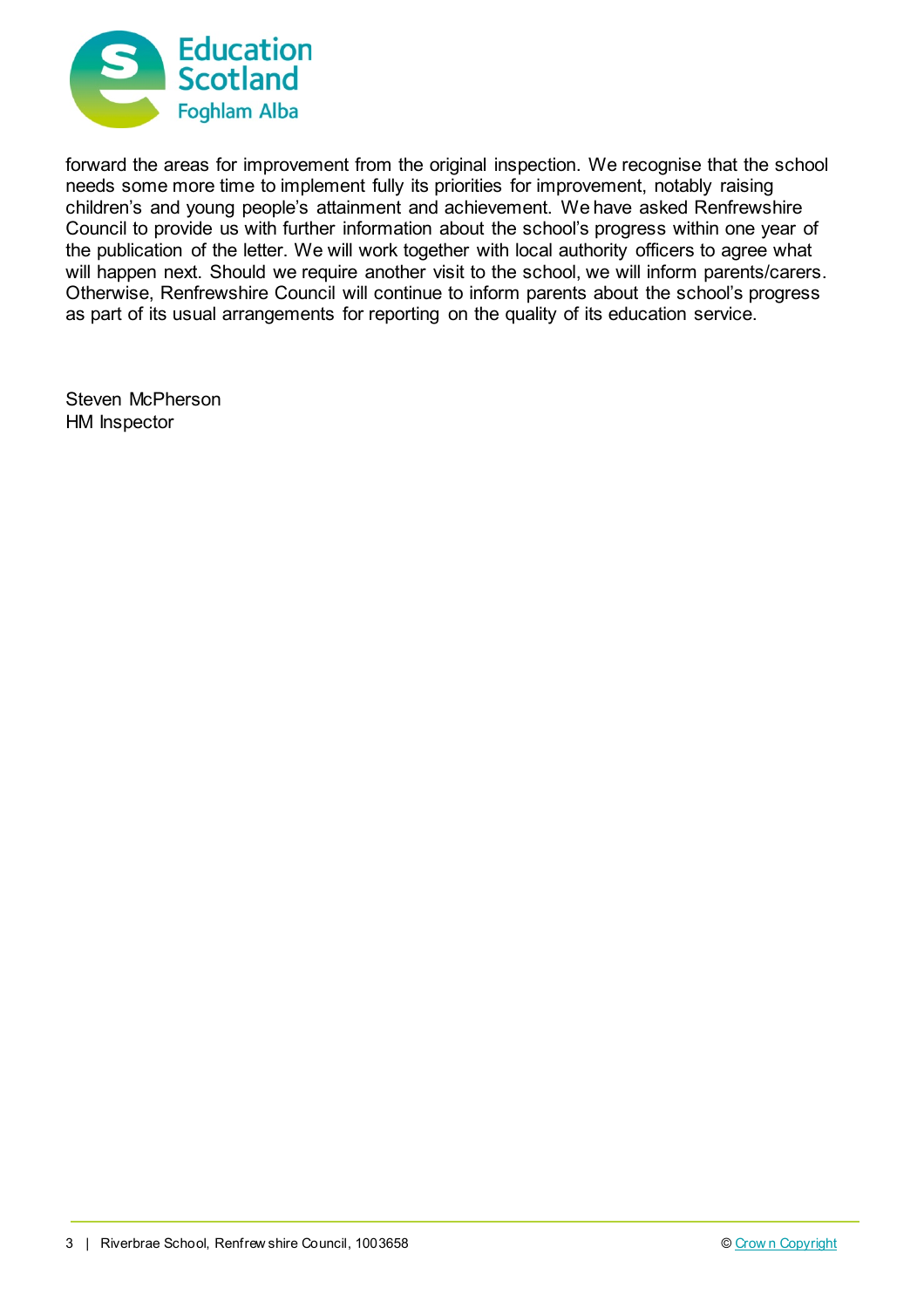forward the areas for improvement from the original inspection. We recognise that the school needs some more time to implement fully its priorities for improvement, notably raising children's and young people's attainment and achievement. We have asked Renfrewshire Council to provide us with further information about the school's progress within one year of the publication of the letter. We will work together with local authority officers to agree what will happen next. Should we require another visit to the school, we will inform parents/carers. Otherwise, Renfrewshire Council will continue to inform parents about the school's progress as part of its usual arrangements for reporting on the quality of its education service.

Steven McPherson
HM Inspector